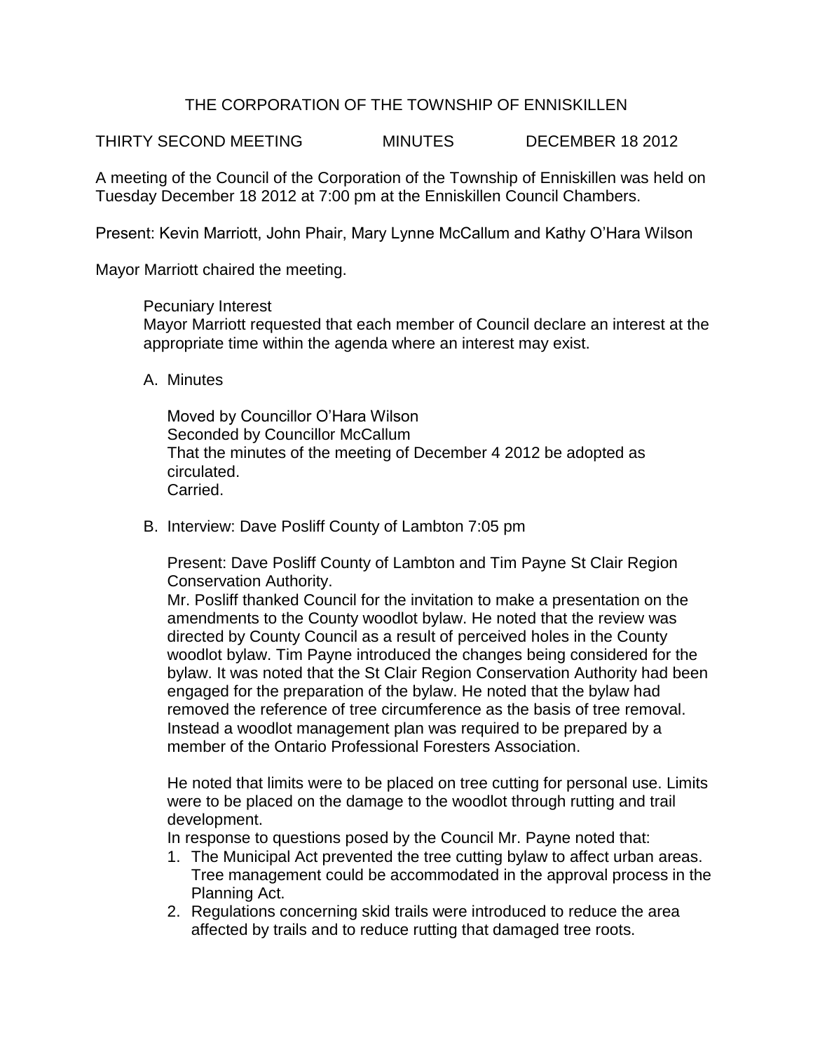# THE CORPORATION OF THE TOWNSHIP OF ENNISKILLEN

THIRTY SECOND MEETING MINUTES DECEMBER 18 2012

A meeting of the Council of the Corporation of the Township of Enniskillen was held on Tuesday December 18 2012 at 7:00 pm at the Enniskillen Council Chambers.

Present: Kevin Marriott, John Phair, Mary Lynne McCallum and Kathy O'Hara Wilson

Mayor Marriott chaired the meeting.

Pecuniary Interest
Mayor Marriott requested that each member of Council declare an interest at the appropriate time within the agenda where an interest may exist.

A. Minutes

Moved by Councillor O'Hara Wilson
Seconded by Councillor McCallum
That the minutes of the meeting of December 4 2012 be adopted as circulated.
Carried.

B. Interview: Dave Posliff County of Lambton 7:05 pm

Present: Dave Posliff County of Lambton and Tim Payne St Clair Region Conservation Authority.
Mr. Posliff thanked Council for the invitation to make a presentation on the amendments to the County woodlot bylaw. He noted that the review was directed by County Council as a result of perceived holes in the County woodlot bylaw. Tim Payne introduced the changes being considered for the bylaw. It was noted that the St Clair Region Conservation Authority had been engaged for the preparation of the bylaw. He noted that the bylaw had removed the reference of tree circumference as the basis of tree removal. Instead a woodlot management plan was required to be prepared by a member of the Ontario Professional Foresters Association.

He noted that limits were to be placed on tree cutting for personal use. Limits were to be placed on the damage to the woodlot through rutting and trail development.
In response to questions posed by the Council Mr. Payne noted that:

1. The Municipal Act prevented the tree cutting bylaw to affect urban areas. Tree management could be accommodated in the approval process in the Planning Act.
2. Regulations concerning skid trails were introduced to reduce the area affected by trails and to reduce rutting that damaged tree roots.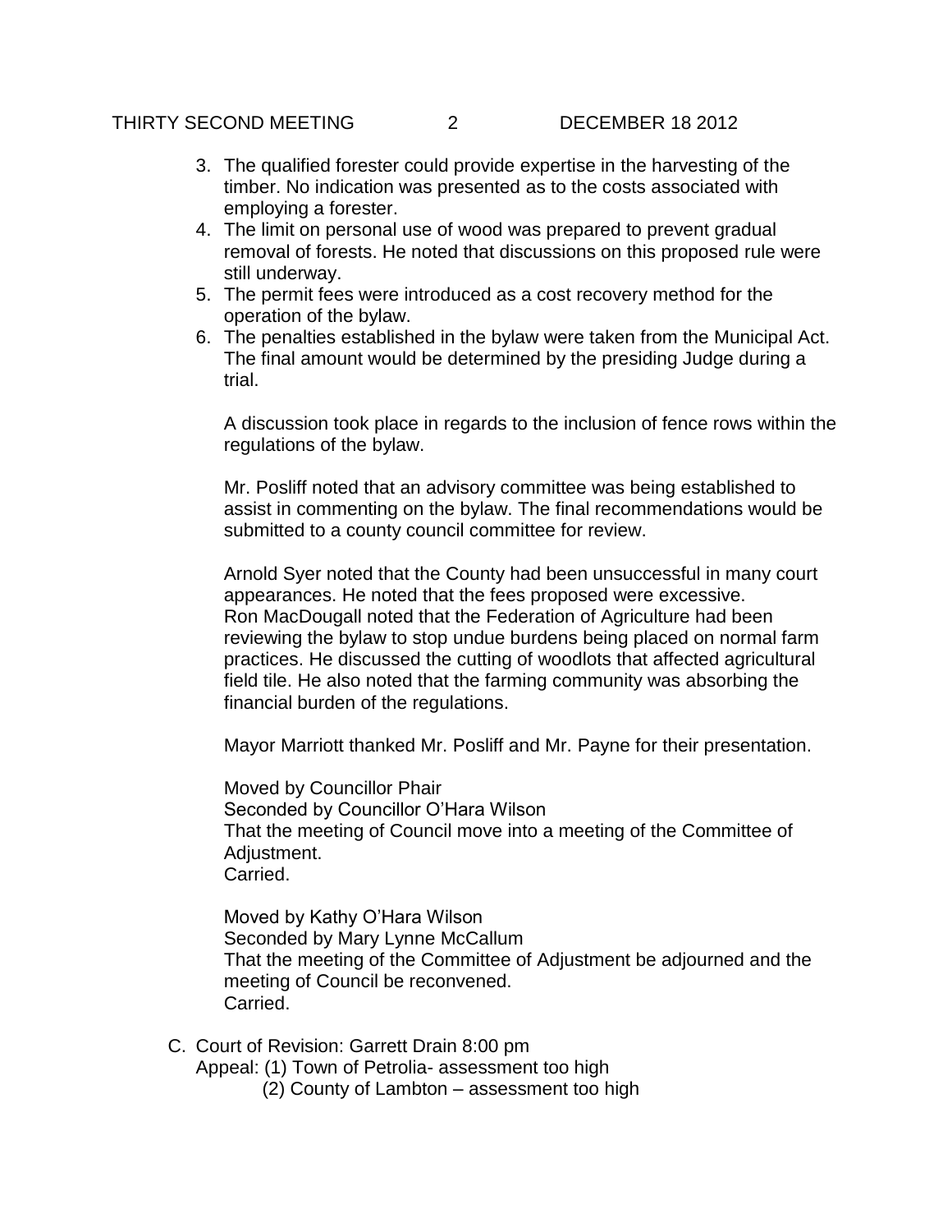3. The qualified forester could provide expertise in the harvesting of the timber. No indication was presented as to the costs associated with employing a forester.
4. The limit on personal use of wood was prepared to prevent gradual removal of forests. He noted that discussions on this proposed rule were still underway.
5. The permit fees were introduced as a cost recovery method for the operation of the bylaw.
6. The penalties established in the bylaw were taken from the Municipal Act. The final amount would be determined by the presiding Judge during a trial.

   A discussion took place in regards to the inclusion of fence rows within the regulations of the bylaw.

   Mr. Posliff noted that an advisory committee was being established to assist in commenting on the bylaw. The final recommendations would be submitted to a county council committee for review.

   Arnold Syer noted that the County had been unsuccessful in many court appearances. He noted that the fees proposed were excessive.
   Ron MacDougall noted that the Federation of Agriculture had been reviewing the bylaw to stop undue burdens being placed on normal farm practices. He discussed the cutting of woodlots that affected agricultural field tile. He also noted that the farming community was absorbing the financial burden of the regulations.

   Mayor Marriott thanked Mr. Posliff and Mr. Payne for their presentation.

   Moved by Councillor Phair
   Seconded by Councillor O'Hara Wilson
   That the meeting of Council move into a meeting of the Committee of Adjustment.
   Carried.

   Moved by Kathy O'Hara Wilson
   Seconded by Mary Lynne McCallum
   That the meeting of the Committee of Adjustment be adjourned and the meeting of Council be reconvened.
   Carried.

C. Court of Revision: Garrett Drain 8:00 pm
   Appeal: (1) Town of Petrolia- assessment too high
   (2) County of Lambton – assessment too high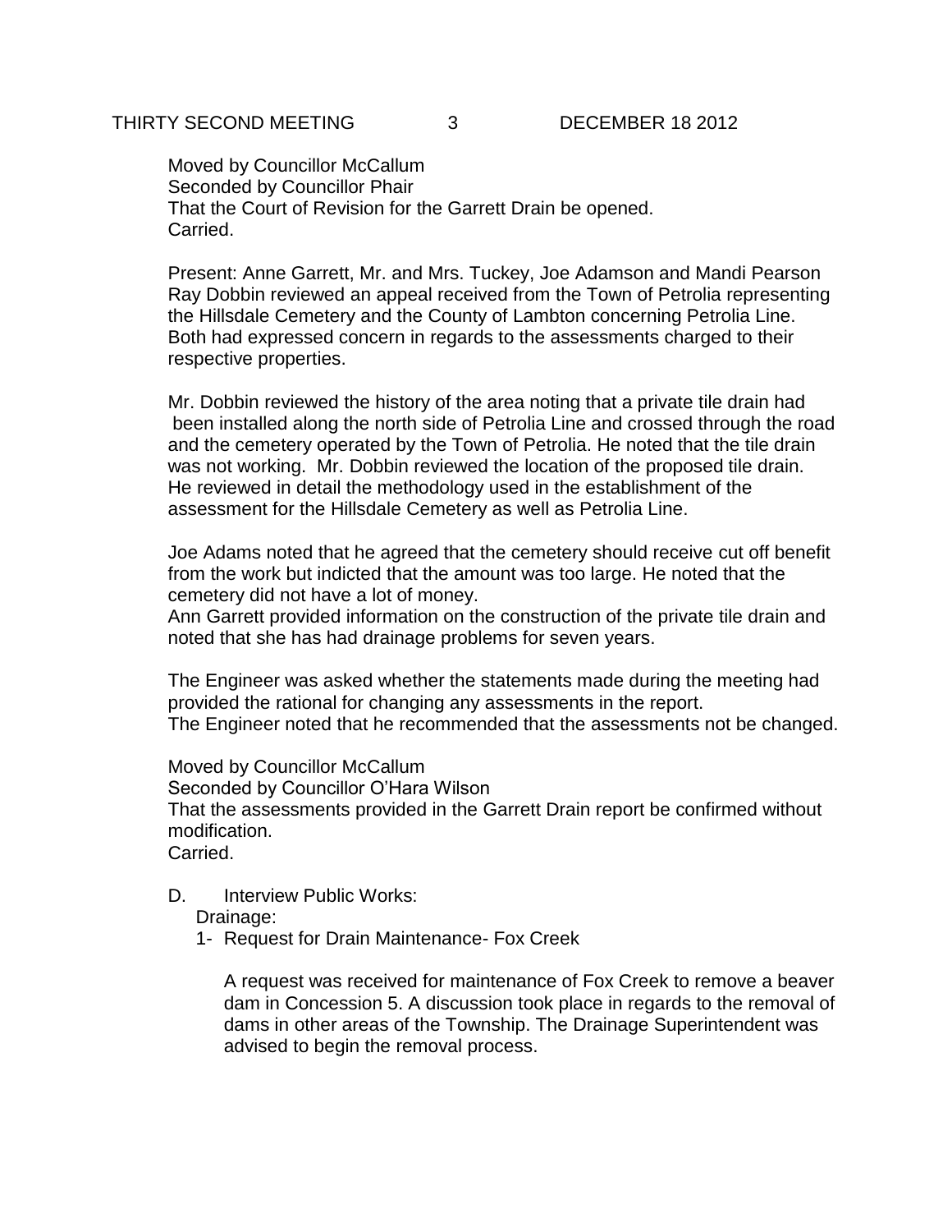Moved by Councillor McCallum
Seconded by Councillor Phair
That the Court of Revision for the Garrett Drain be opened.
Carried.

Present: Anne Garrett, Mr. and Mrs. Tuckey, Joe Adamson and Mandi Pearson
Ray Dobbin reviewed an appeal received from the Town of Petrolia representing the Hillsdale Cemetery and the County of Lambton concerning Petrolia Line. Both had expressed concern in regards to the assessments charged to their respective properties.

Mr. Dobbin reviewed the history of the area noting that a private tile drain had been installed along the north side of Petrolia Line and crossed through the road and the cemetery operated by the Town of Petrolia. He noted that the tile drain was not working. Mr. Dobbin reviewed the location of the proposed tile drain. He reviewed in detail the methodology used in the establishment of the assessment for the Hillsdale Cemetery as well as Petrolia Line.

Joe Adams noted that he agreed that the cemetery should receive cut off benefit from the work but indicted that the amount was too large. He noted that the cemetery did not have a lot of money.
Ann Garrett provided information on the construction of the private tile drain and noted that she has had drainage problems for seven years.

The Engineer was asked whether the statements made during the meeting had provided the rational for changing any assessments in the report.
The Engineer noted that he recommended that the assessments not be changed.

Moved by Councillor McCallum
Seconded by Councillor O'Hara Wilson
That the assessments provided in the Garrett Drain report be confirmed without modification.
Carried.

D. Interview Public Works:

Drainage:

1- Request for Drain Maintenance- Fox Creek

A request was received for maintenance of Fox Creek to remove a beaver dam in Concession 5. A discussion took place in regards to the removal of dams in other areas of the Township. The Drainage Superintendent was advised to begin the removal process.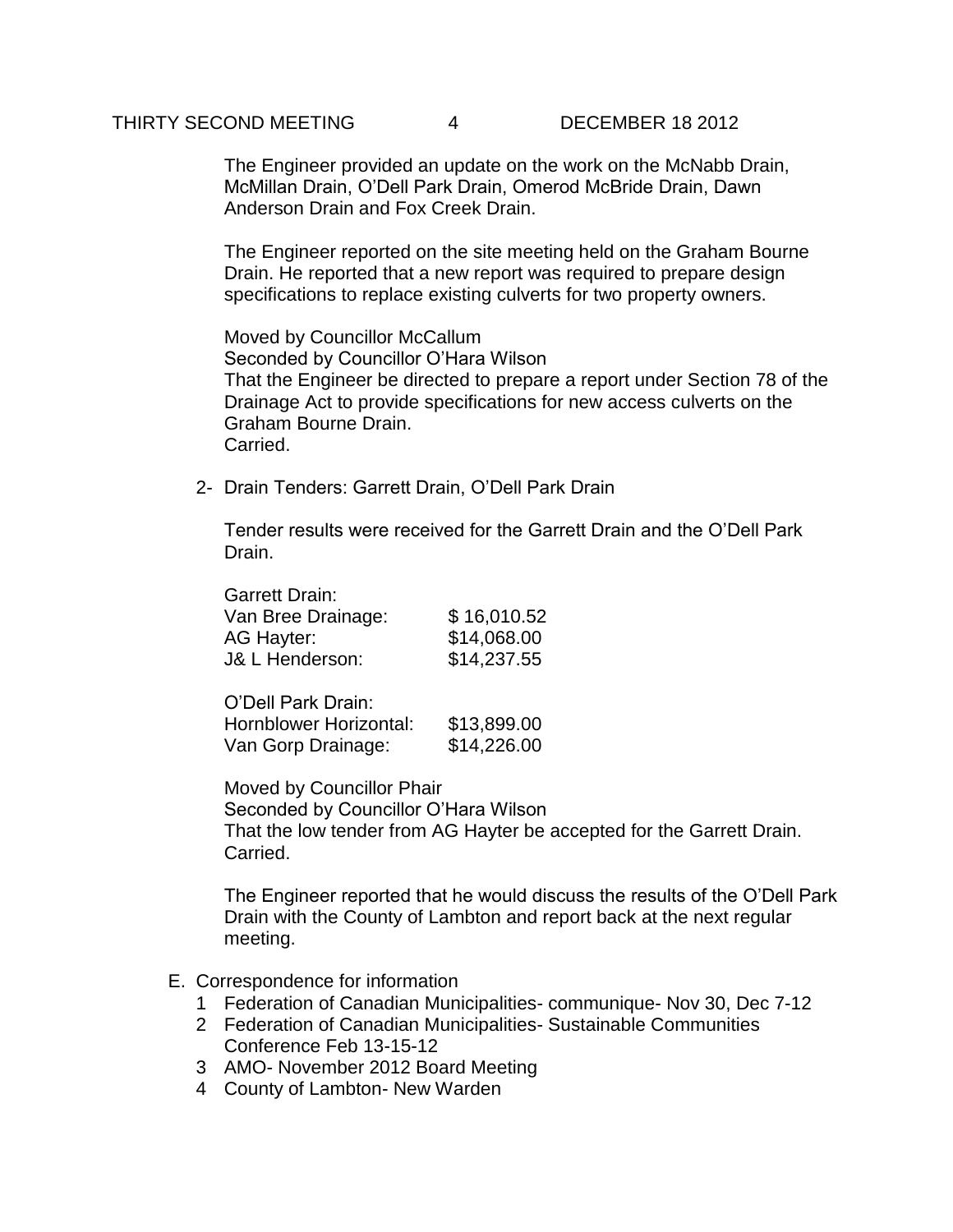The Engineer provided an update on the work on the McNabb Drain, McMillan Drain, O'Dell Park Drain, Omerod McBride Drain, Dawn Anderson Drain and Fox Creek Drain.

The Engineer reported on the site meeting held on the Graham Bourne Drain. He reported that a new report was required to prepare design specifications to replace existing culverts for two property owners.

Moved by Councillor McCallum
Seconded by Councillor O'Hara Wilson
That the Engineer be directed to prepare a report under Section 78 of the Drainage Act to provide specifications for new access culverts on the Graham Bourne Drain.
Carried.

2- Drain Tenders: Garrett Drain, O'Dell Park Drain

Tender results were received for the Garrett Drain and the O'Dell Park Drain.

| Garrett Drain: | |
|---|---|
| Van Bree Drainage: | $ 16,010.52 |
| AG Hayter: | $14,068.00 |
| J& L Henderson: | $14,237.55 |

| O'Dell Park Drain: | |
|---|---|
| Hornblower Horizontal: | $13,899.00 |
| Van Gorp Drainage: | $14,226.00 |

Moved by Councillor Phair
Seconded by Councillor O'Hara Wilson
That the low tender from AG Hayter be accepted for the Garrett Drain.
Carried.

The Engineer reported that he would discuss the results of the O'Dell Park Drain with the County of Lambton and report back at the next regular meeting.

E. Correspondence for information
   1 Federation of Canadian Municipalities- communique- Nov 30, Dec 7-12
   2 Federation of Canadian Municipalities- Sustainable Communities Conference Feb 13-15-12
   3 AMO- November 2012 Board Meeting
   4 County of Lambton- New Warden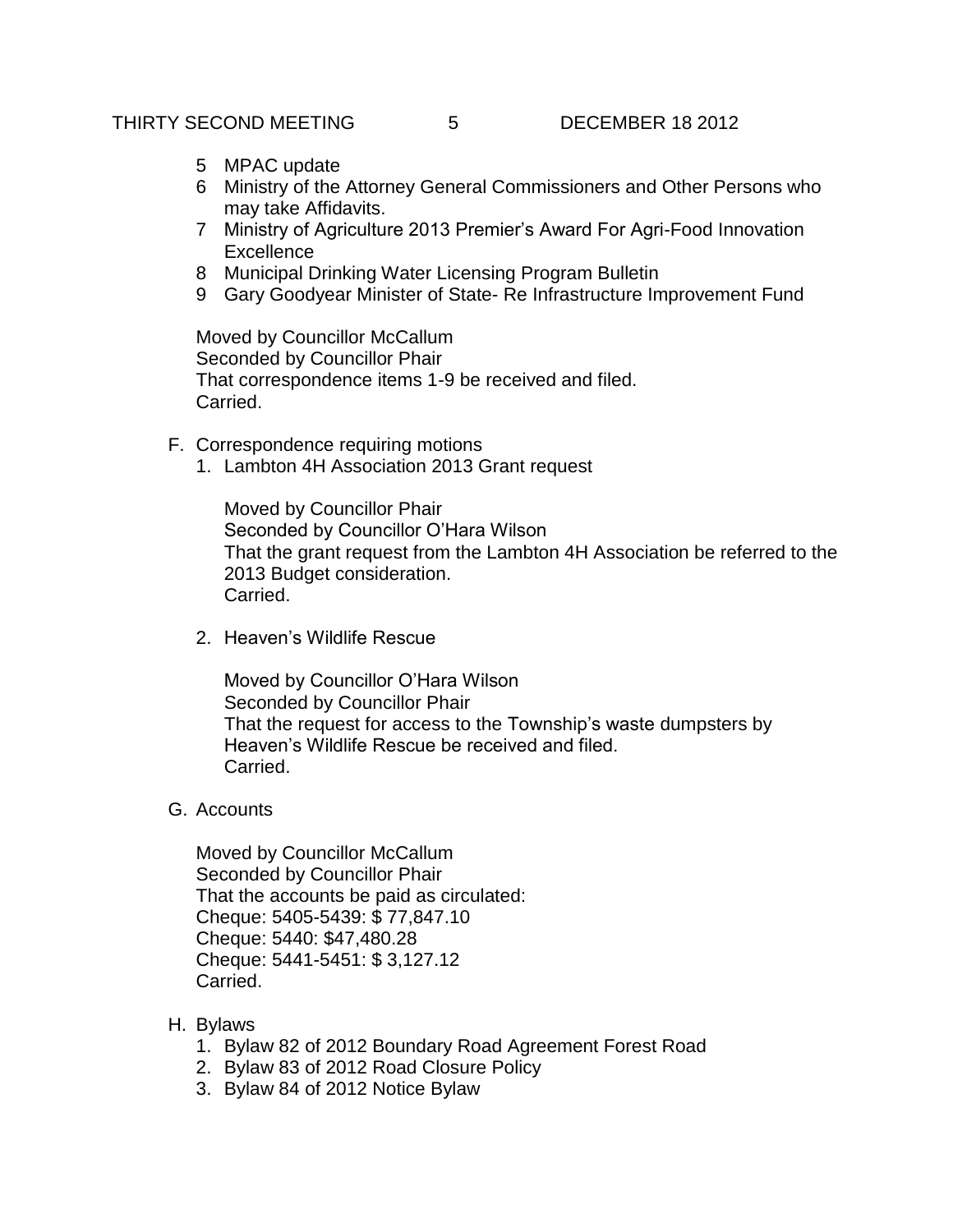5 MPAC update
6 Ministry of the Attorney General Commissioners and Other Persons who may take Affidavits.
7 Ministry of Agriculture 2013 Premier's Award For Agri-Food Innovation Excellence
8 Municipal Drinking Water Licensing Program Bulletin
9 Gary Goodyear Minister of State- Re Infrastructure Improvement Fund

Moved by Councillor McCallum
Seconded by Councillor Phair
That correspondence items 1-9 be received and filed.
Carried.

F. Correspondence requiring motions

1. Lambton 4H Association 2013 Grant request

   Moved by Councillor Phair
   Seconded by Councillor O'Hara Wilson
   That the grant request from the Lambton 4H Association be referred to the 2013 Budget consideration.
   Carried.

2. Heaven's Wildlife Rescue

   Moved by Councillor O'Hara Wilson
   Seconded by Councillor Phair
   That the request for access to the Township's waste dumpsters by Heaven's Wildlife Rescue be received and filed.
   Carried.

G. Accounts

Moved by Councillor McCallum
Seconded by Councillor Phair
That the accounts be paid as circulated:
Cheque: 5405-5439: $ 77,847.10
Cheque: 5440: $47,480.28
Cheque: 5441-5451: $ 3,127.12
Carried.

H. Bylaws

1. Bylaw 82 of 2012 Boundary Road Agreement Forest Road
2. Bylaw 83 of 2012 Road Closure Policy
3. Bylaw 84 of 2012 Notice Bylaw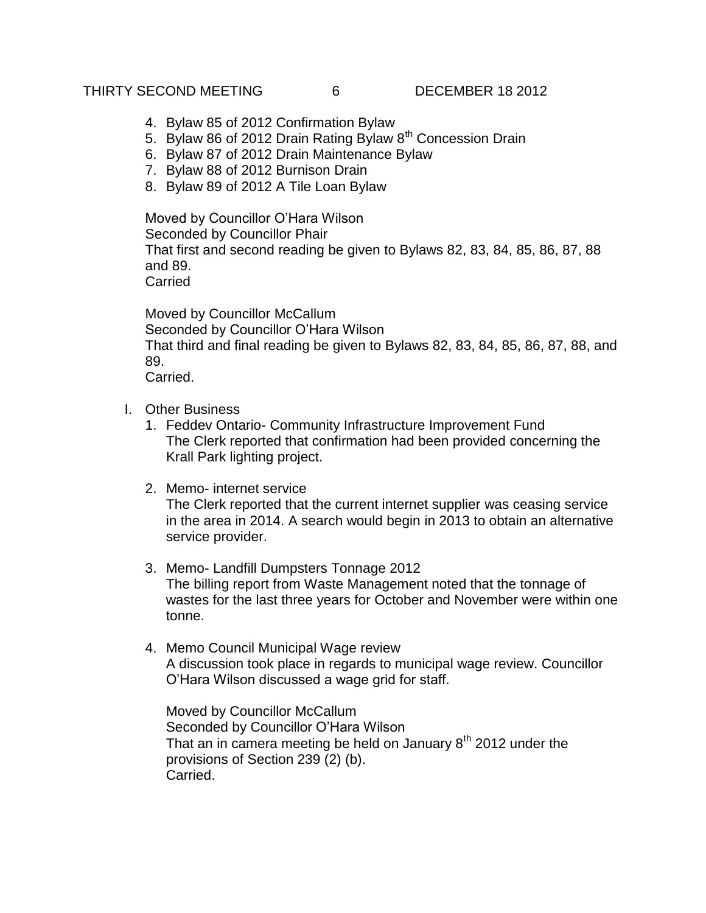4. Bylaw 85 of 2012 Confirmation Bylaw
5. Bylaw 86 of 2012 Drain Rating Bylaw 8th Concession Drain
6. Bylaw 87 of 2012 Drain Maintenance Bylaw
7. Bylaw 88 of 2012 Burnison Drain
8. Bylaw 89 of 2012 A Tile Loan Bylaw

Moved by Councillor O'Hara Wilson
Seconded by Councillor Phair
That first and second reading be given to Bylaws 82, 83, 84, 85, 86, 87, 88 and 89.
Carried

Moved by Councillor McCallum
Seconded by Councillor O'Hara Wilson
That third and final reading be given to Bylaws 82, 83, 84, 85, 86, 87, 88, and 89.
Carried.

I. Other Business

1. Feddev Ontario- Community Infrastructure Improvement Fund
   The Clerk reported that confirmation had been provided concerning the Krall Park lighting project.

2. Memo- internet service
   The Clerk reported that the current internet supplier was ceasing service in the area in 2014. A search would begin in 2013 to obtain an alternative service provider.

3. Memo- Landfill Dumpsters Tonnage 2012
   The billing report from Waste Management noted that the tonnage of wastes for the last three years for October and November were within one tonne.

4. Memo Council Municipal Wage review
   A discussion took place in regards to municipal wage review. Councillor O'Hara Wilson discussed a wage grid for staff.

   Moved by Councillor McCallum
   Seconded by Councillor O'Hara Wilson
   That an in camera meeting be held on January 8th 2012 under the provisions of Section 239 (2) (b).
   Carried.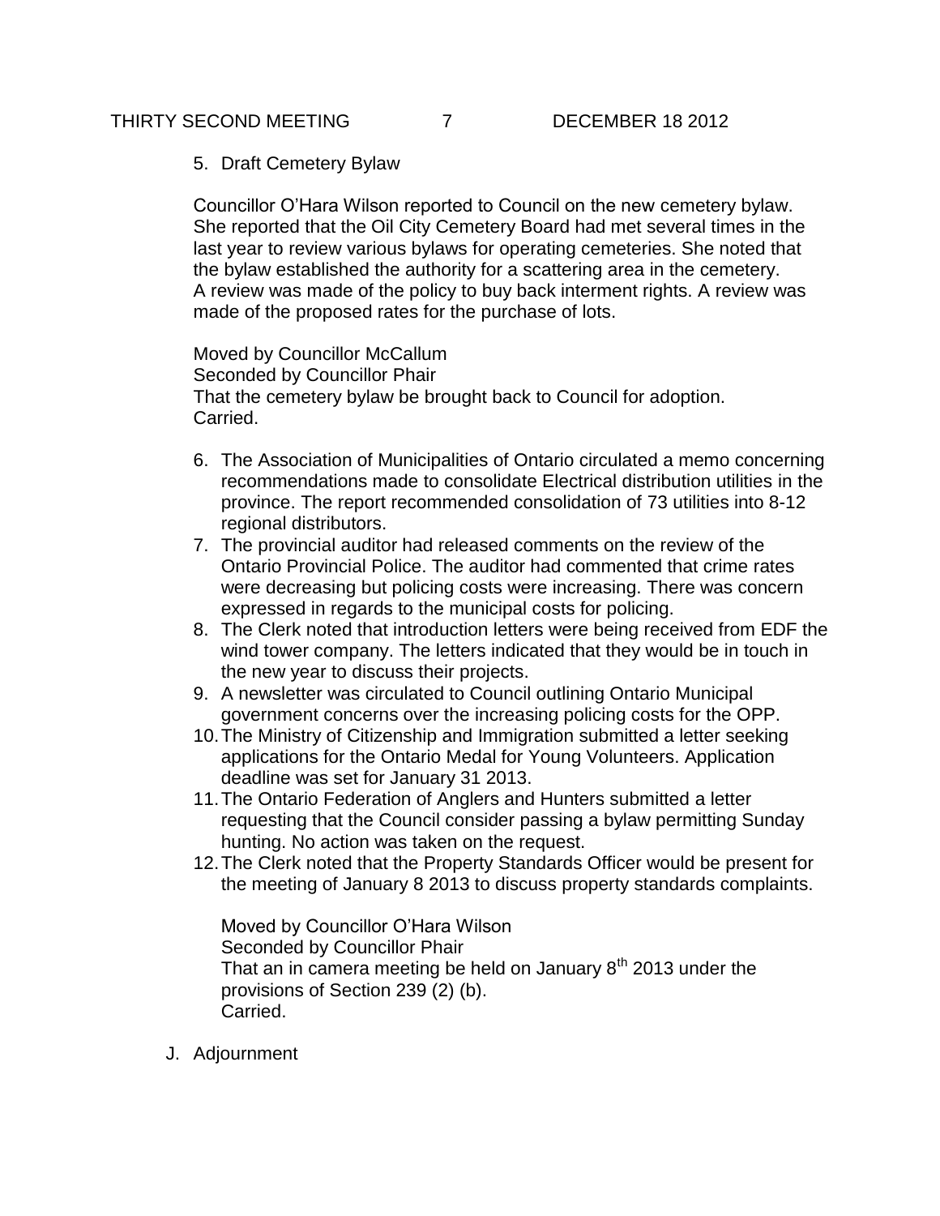5. Draft Cemetery Bylaw

Councillor O'Hara Wilson reported to Council on the new cemetery bylaw. She reported that the Oil City Cemetery Board had met several times in the last year to review various bylaws for operating cemeteries. She noted that the bylaw established the authority for a scattering area in the cemetery. A review was made of the policy to buy back interment rights. A review was made of the proposed rates for the purchase of lots.

Moved by Councillor McCallum
Seconded by Councillor Phair
That the cemetery bylaw be brought back to Council for adoption.
Carried.

6. The Association of Municipalities of Ontario circulated a memo concerning recommendations made to consolidate Electrical distribution utilities in the province. The report recommended consolidation of 73 utilities into 8-12 regional distributors.
7. The provincial auditor had released comments on the review of the Ontario Provincial Police. The auditor had commented that crime rates were decreasing but policing costs were increasing. There was concern expressed in regards to the municipal costs for policing.
8. The Clerk noted that introduction letters were being received from EDF the wind tower company. The letters indicated that they would be in touch in the new year to discuss their projects.
9. A newsletter was circulated to Council outlining Ontario Municipal government concerns over the increasing policing costs for the OPP.
10. The Ministry of Citizenship and Immigration submitted a letter seeking applications for the Ontario Medal for Young Volunteers. Application deadline was set for January 31 2013.
11. The Ontario Federation of Anglers and Hunters submitted a letter requesting that the Council consider passing a bylaw permitting Sunday hunting. No action was taken on the request.
12. The Clerk noted that the Property Standards Officer would be present for the meeting of January 8 2013 to discuss property standards complaints.

Moved by Councillor O'Hara Wilson
Seconded by Councillor Phair
That an in camera meeting be held on January 8th 2013 under the provisions of Section 239 (2) (b).
Carried.

J. Adjournment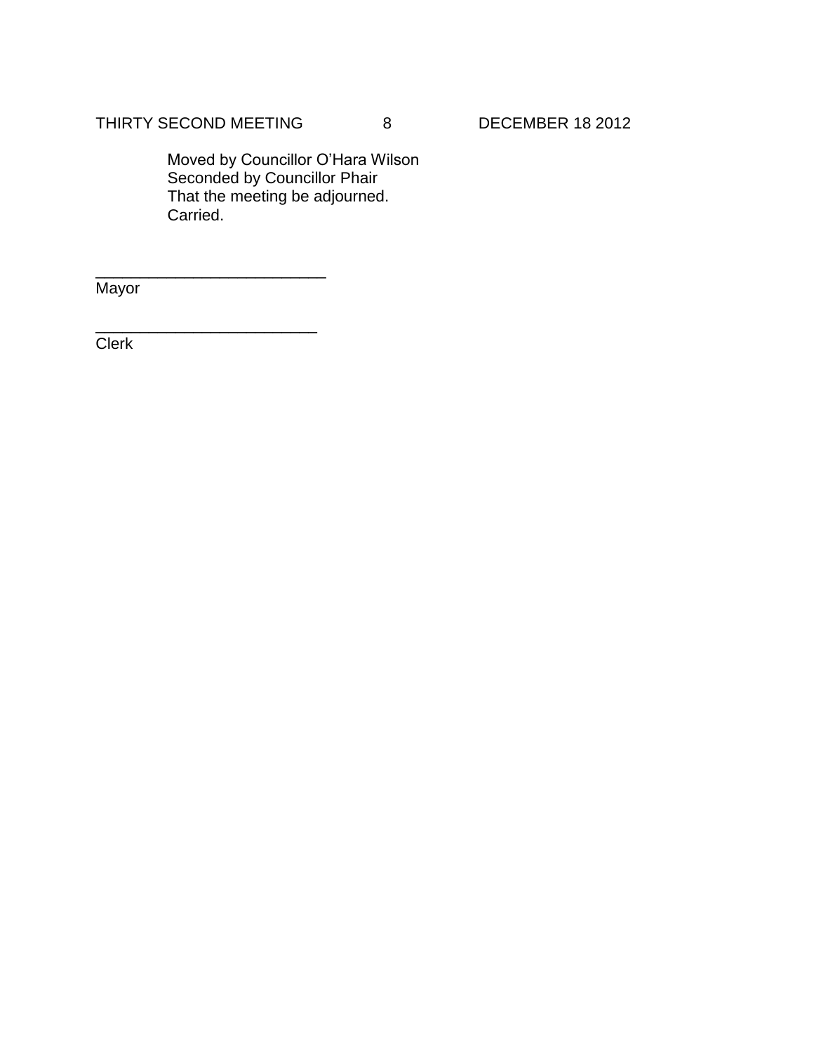Moved by Councillor O'Hara Wilson
Seconded by Councillor Phair
That the meeting be adjourned.
Carried.

__________________________
Mayor

_________________________
Clerk